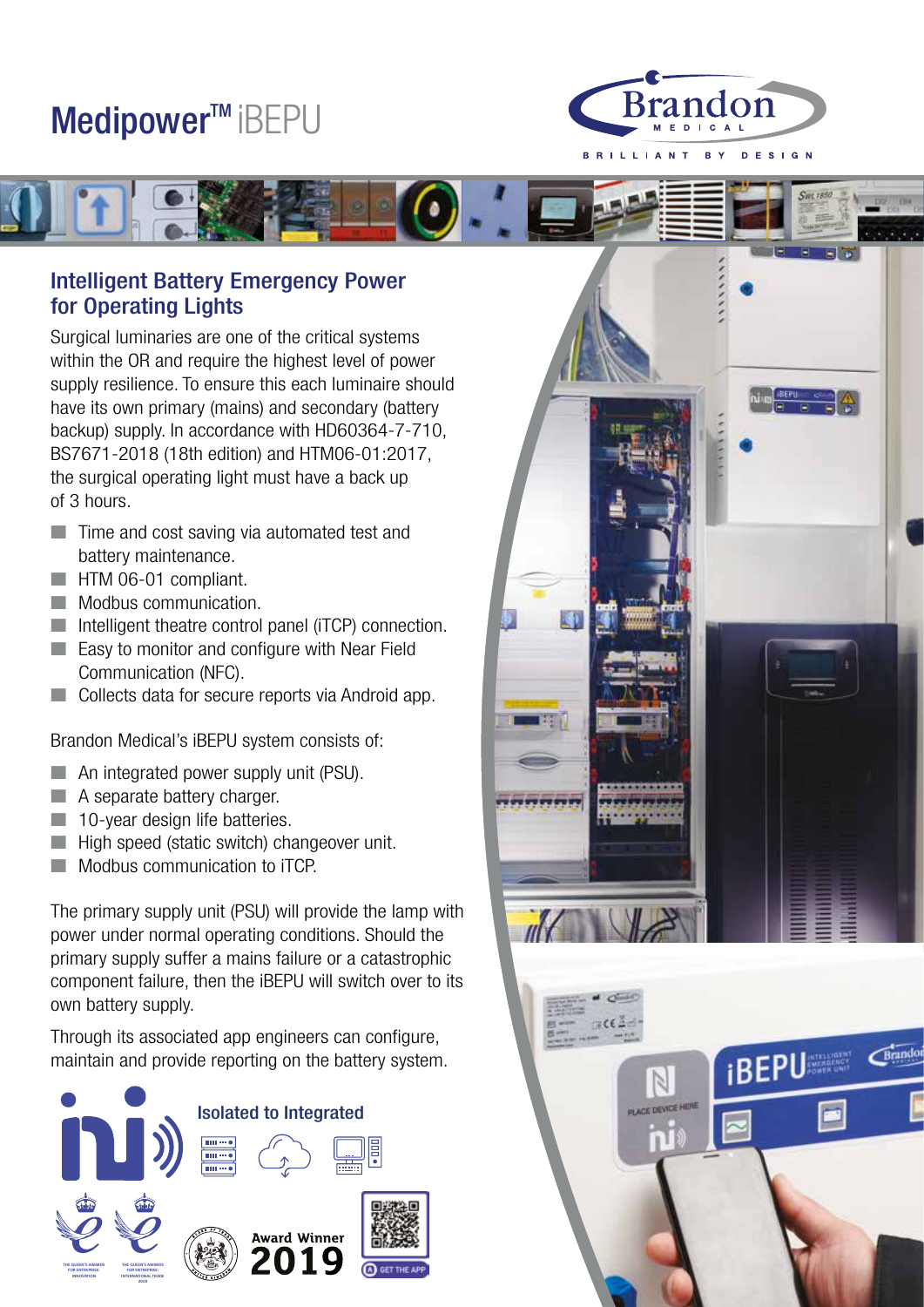# Medipower™ iBEPU

Brandon MEDICAL

BRILLIANT BY DESIGN

## Intelligent Battery Emergency Power for Operating Lights

Surgical luminaries are one of the critical systems within the OR and require the highest level of power supply resilience. To ensure this each luminaire should have its own primary (mains) and secondary (battery backup) supply. In accordance with HD60364-7-710, BS7671-2018 (18th edition) and HTM06-01:2017, the surgical operating light must have a back up of 3 hours.

- Time and cost saving via automated test and battery maintenance.
- HTM 06-01 compliant.
- Modbus communication.
- Intelligent theatre control panel (iTCP) connection.
- Easy to monitor and configure with Near Field Communication (NFC).
- Collects data for secure reports via Android app.

Brandon Medical's iBEPU system consists of:

- An integrated power supply unit (PSU).
- A separate battery charger.
- 10-year design life batteries.
- High speed (static switch) changeover unit.
- Modbus communication to iTCP.

The primary supply unit (PSU) will provide the lamp with power under normal operating conditions. Should the primary supply suffer a mains failure or a catastrophic component failure, then the iBEPU will switch over to its own battery supply.

Through its associated app engineers can configure, maintain and provide reporting on the battery system.

Isolated to Integrated

THE QUEEN'S AWARDS FOR ENTERPRISE: INNOVATION

THE QUEEN'S AWARDS FOR ENTERPRISE: INTERNATIONAL TRADE 2018

Award Winner 2019

GET THE APP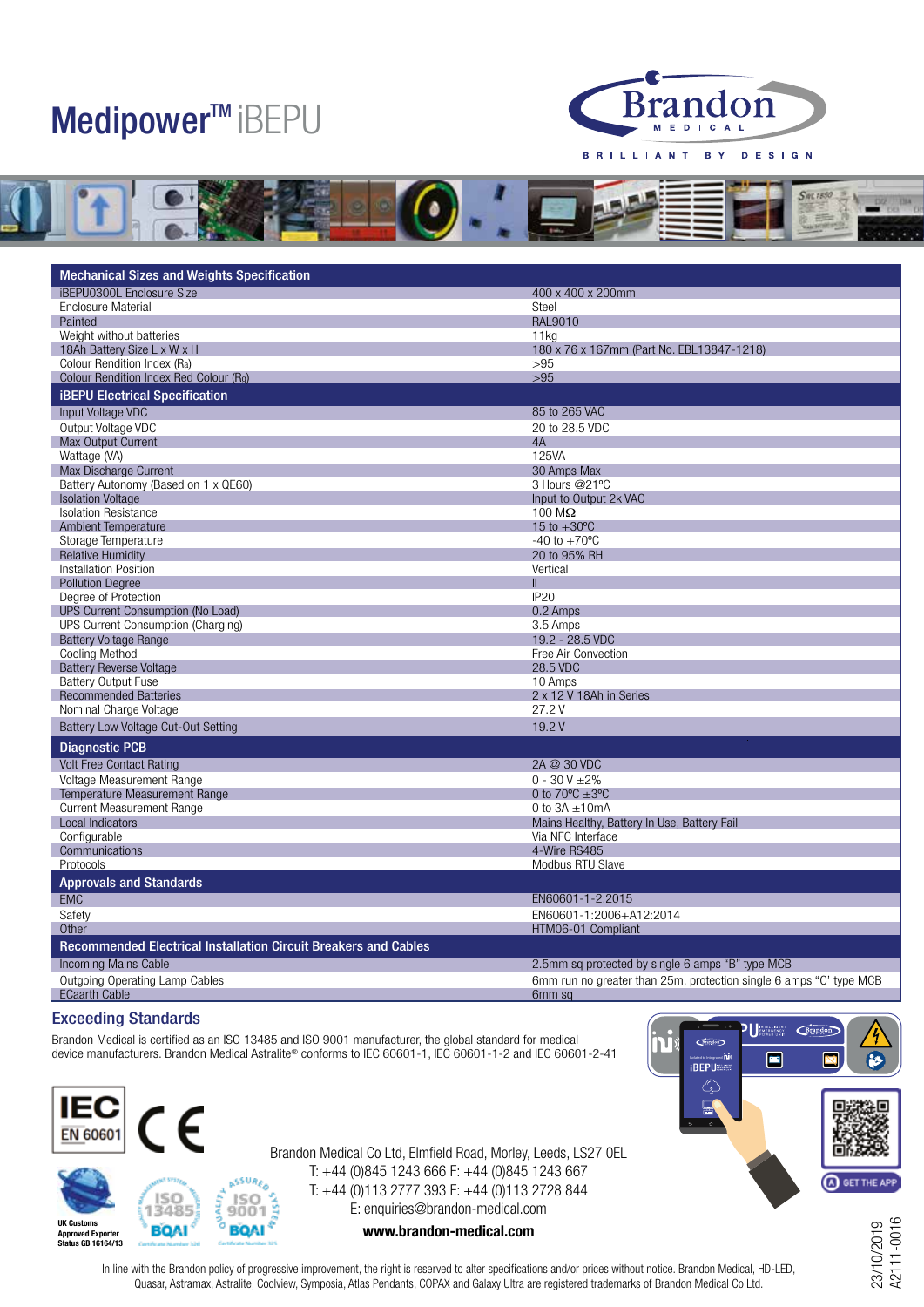# Medipower™ iBEPU

Brandon MEDICAL

BRILLIANT BY DESIGN

| Mechanical Sizes and Weights Specification | |
|---|---|
| iBEPU0300L Enclosure Size | 400 x 400 x 200mm |
| Enclosure Material | Steel |
| Painted | RAL9010 |
| Weight without batteries | 11kg |
| 18Ah Battery Size L x W x H | 180 x 76 x 167mm (Part No. EBL13847-1218) |
| Colour Rendition Index ($R_a$) | >95 |
| Colour Rendition Index Red Colour ($R_9$) | >95 |
| **iBEPU Electrical Specification** | |
| Input Voltage VDC | 85 to 265 VAC |
| Output Voltage VDC | 20 to 28.5 VDC |
| Max Output Current | 4A |
| Wattage (VA) | 125VA |
| Max Discharge Current | 30 Amps Max |
| Battery Autonomy (Based on 1 x QE60) | 3 Hours @21ºC |
| Isolation Voltage | Input to Output 2k VAC |
| Isolation Resistance | 100 MΩ |
| Ambient Temperature | 15 to +30ºC |
| Storage Temperature | -40 to +70ºC |
| Relative Humidity | 20 to 95% RH |
| Installation Position | Vertical |
| Pollution Degree | II |
| Degree of Protection | IP20 |
| UPS Current Consumption (No Load) | 0.2 Amps |
| UPS Current Consumption (Charging) | 3.5 Amps |
| Battery Voltage Range | 19.2 - 28.5 VDC |
| Cooling Method | Free Air Convection |
| Battery Reverse Voltage | 28.5 VDC |
| Battery Output Fuse | 10 Amps |
| Recommended Batteries | 2 x 12 V 18Ah in Series |
| Nominal Charge Voltage | 27.2 V |
| Battery Low Voltage Cut-Out Setting | 19.2 V |
| **Diagnostic PCB** | |
| Volt Free Contact Rating | 2A @ 30 VDC |
| Voltage Measurement Range | 0 - 30 V ±2% |
| Temperature Measurement Range | 0 to 70ºC ±3ºC |
| Current Measurement Range | 0 to 3A ±10mA |
| Local Indicators | Mains Healthy, Battery In Use, Battery Fail |
| Configurable | Via NFC Interface |
| Communications | 4-Wire RS485 |
| Protocols | Modbus RTU Slave |
| **Approvals and Standards** | |
| EMC | EN60601-1-2:2015 |
| Safety | EN60601-1:2006+A12:2014 |
| Other | HTM06-01 Compliant |
| **Recommended Electrical Installation Circuit Breakers and Cables** | |
| Incoming Mains Cable | 2.5mm sq protected by single 6 amps "B" type MCB |
| Outgoing Operating Lamp Cables | 6mm run no greater than 25m, protection single 6 amps "C' type MCB |
| ECaarth Cable | 6mm sq |

## Exceeding Standards

Brandon Medical is certified as an ISO 13485 and ISO 9001 manufacturer, the global standard for medical device manufacturers. Brandon Medical Astralite® conforms to IEC 60601-1, IEC 60601-1-2 and IEC 60601-2-41

IEC EN 60601

CE

UK Customs Approved Exporter Status GB 16164/13

ISO 13485 BQAI

ISO 9001 BQAI

Brandon Medical Co Ltd, Elmfield Road, Morley, Leeds, LS27 0EL
T: +44 (0)845 1243 666 F: +44 (0)845 1243 667
T: +44 (0)113 2777 393 F: +44 (0)113 2728 844
E: enquiries@brandon-medical.com

**www.brandon-medical.com**

GET THE APP

23/10/2019
A2111-0016

In line with the Brandon policy of progressive improvement, the right is reserved to alter specifications and/or prices without notice. Brandon Medical, HD-LED, Quasar, Astramax, Astralite, Coolview, Symposia, Atlas Pendants, COPAX and Galaxy Ultra are registered trademarks of Brandon Medical Co Ltd.